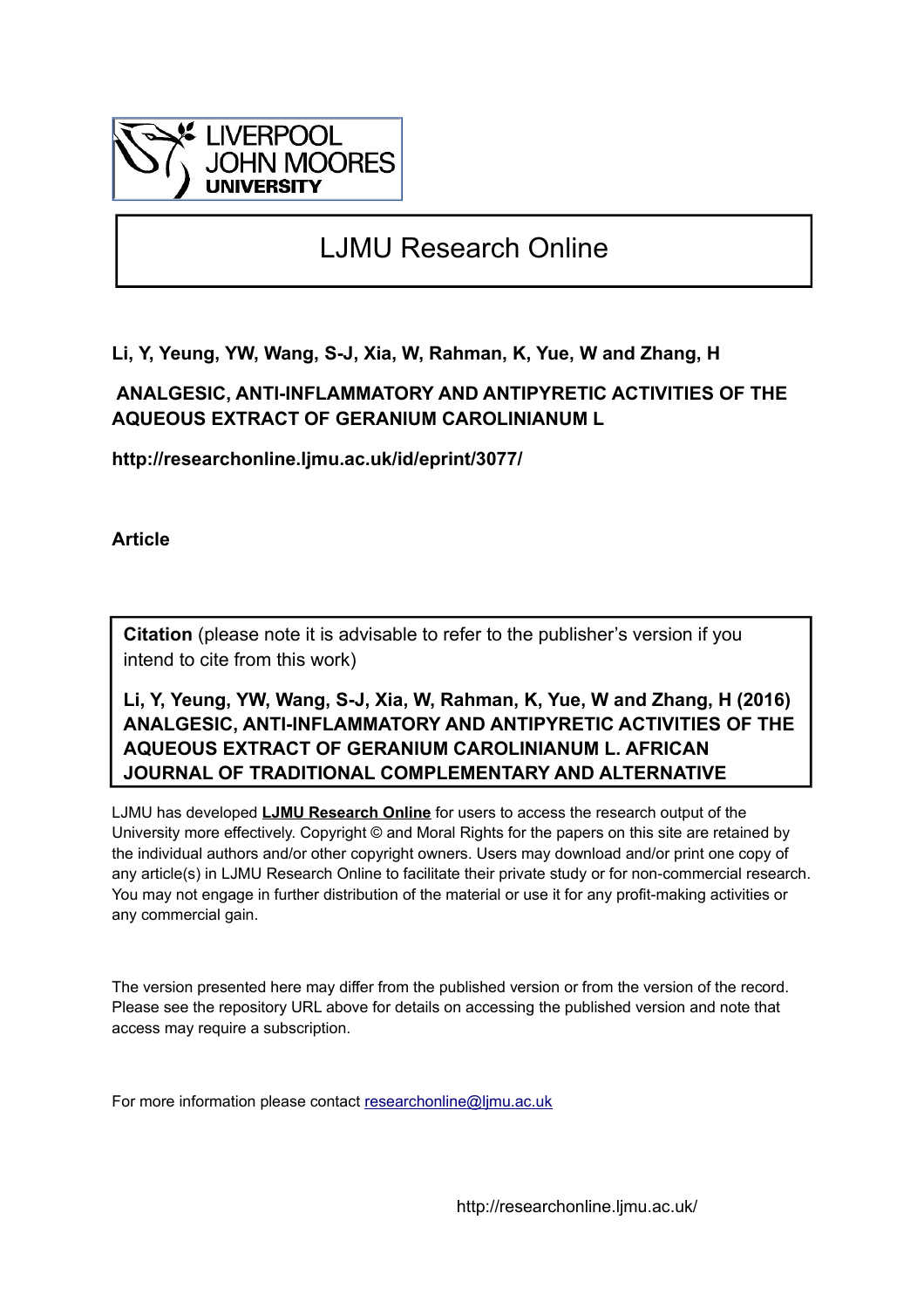# LJMU Research Online

**Li, Y, Yeung, YW, Wang, S-J, Xia, W, Rahman, K, Yue, W and Zhang, H**

**ANALGESIC, ANTI-INFLAMMATORY AND ANTIPYRETIC ACTIVITIES OF THE AQUEOUS EXTRACT OF GERANIUM CAROLINIANUM L**

**http://researchonline.ljmu.ac.uk/id/eprint/3077/**

**Article**

**Citation** (please note it is advisable to refer to the publisher's version if you intend to cite from this work)

**Li, Y, Yeung, YW, Wang, S-J, Xia, W, Rahman, K, Yue, W and Zhang, H (2016) ANALGESIC, ANTI-INFLAMMATORY AND ANTIPYRETIC ACTIVITIES OF THE AQUEOUS EXTRACT OF GERANIUM CAROLINIANUM L. AFRICAN JOURNAL OF TRADITIONAL COMPLEMENTARY AND ALTERNATIVE**

LJMU has developed **LJMU Research Online** for users to access the research output of the University more effectively. Copyright © and Moral Rights for the papers on this site are retained by the individual authors and/or other copyright owners. Users may download and/or print one copy of any article(s) in LJMU Research Online to facilitate their private study or for non-commercial research. You may not engage in further distribution of the material or use it for any profit-making activities or any commercial gain.

The version presented here may differ from the published version or from the version of the record. Please see the repository URL above for details on accessing the published version and note that access may require a subscription.

For more information please contact researchonline@ljmu.ac.uk

http://researchonline.ljmu.ac.uk/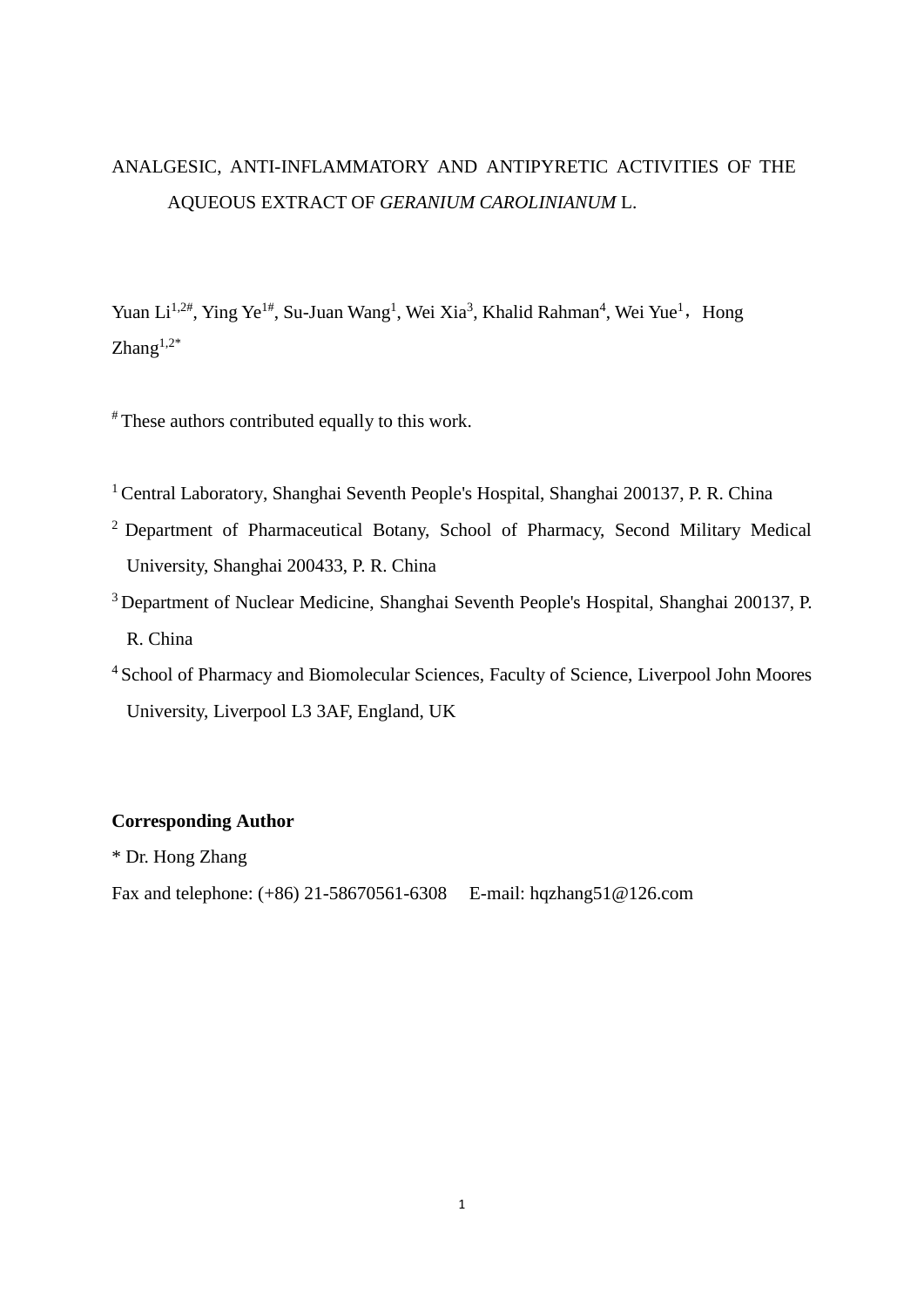# ANALGESIC, ANTI-INFLAMMATORY AND ANTIPYRETIC ACTIVITIES OF THE AQUEOUS EXTRACT OF *GERANIUM CAROLINIANUM* L.

Yuan Li[1,2#], Ying Ye[1#], Su-Juan Wang[1], Wei Xia[3], Khalid Rahman[4], Wei Yue[1]，Hong Zhang[1,2*]

[#] These authors contributed equally to this work.

[1] Central Laboratory, Shanghai Seventh People's Hospital, Shanghai 200137, P. R. China

[2] Department of Pharmaceutical Botany, School of Pharmacy, Second Military Medical University, Shanghai 200433, P. R. China

[3] Department of Nuclear Medicine, Shanghai Seventh People's Hospital, Shanghai 200137, P. R. China

[4] School of Pharmacy and Biomolecular Sciences, Faculty of Science, Liverpool John Moores University, Liverpool L3 3AF, England, UK

**Corresponding Author**

* Dr. Hong Zhang

Fax and telephone: (+86) 21-58670561-6308     E-mail: hqzhang51@126.com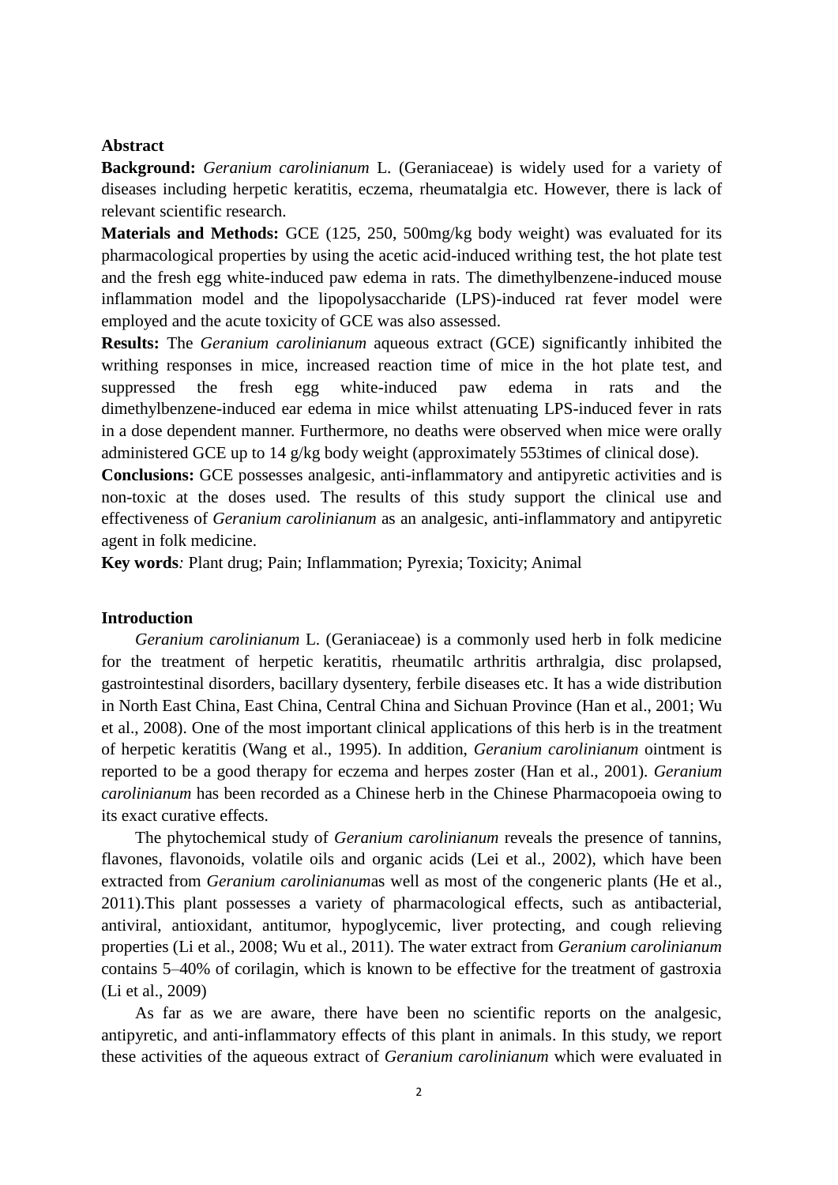**Abstract**

**Background:** *Geranium carolinianum* L. (Geraniaceae) is widely used for a variety of diseases including herpetic keratitis, eczema, rheumatalgia etc. However, there is lack of relevant scientific research.

**Materials and Methods:** GCE (125, 250, 500mg/kg body weight) was evaluated for its pharmacological properties by using the acetic acid-induced writhing test, the hot plate test and the fresh egg white-induced paw edema in rats. The dimethylbenzene-induced mouse inflammation model and the lipopolysaccharide (LPS)-induced rat fever model were employed and the acute toxicity of GCE was also assessed.

**Results:** The *Geranium carolinianum* aqueous extract (GCE) significantly inhibited the writhing responses in mice, increased reaction time of mice in the hot plate test, and suppressed the fresh egg white-induced paw edema in rats and the dimethylbenzene-induced ear edema in mice whilst attenuating LPS-induced fever in rats in a dose dependent manner. Furthermore, no deaths were observed when mice were orally administered GCE up to 14 g/kg body weight (approximately 553times of clinical dose).

**Conclusions:** GCE possesses analgesic, anti-inflammatory and antipyretic activities and is non-toxic at the doses used. The results of this study support the clinical use and effectiveness of *Geranium carolinianum* as an analgesic, anti-inflammatory and antipyretic agent in folk medicine.

**Key words***:* Plant drug; Pain; Inflammation; Pyrexia; Toxicity; Animal

**Introduction**

*Geranium carolinianum* L. (Geraniaceae) is a commonly used herb in folk medicine for the treatment of herpetic keratitis, rheumatilc arthritis arthralgia, disc prolapsed, gastrointestinal disorders, bacillary dysentery, ferbile diseases etc. It has a wide distribution in North East China, East China, Central China and Sichuan Province (Han et al., 2001; Wu et al., 2008). One of the most important clinical applications of this herb is in the treatment of herpetic keratitis (Wang et al., 1995). In addition, *Geranium carolinianum* ointment is reported to be a good therapy for eczema and herpes zoster (Han et al., 2001). *Geranium carolinianum* has been recorded as a Chinese herb in the Chinese Pharmacopoeia owing to its exact curative effects.

The phytochemical study of *Geranium carolinianum* reveals the presence of tannins, flavones, flavonoids, volatile oils and organic acids (Lei et al., 2002), which have been extracted from *Geranium carolinianum*as well as most of the congeneric plants (He et al., 2011).This plant possesses a variety of pharmacological effects, such as antibacterial, antiviral, antioxidant, antitumor, hypoglycemic, liver protecting, and cough relieving properties (Li et al., 2008; Wu et al., 2011). The water extract from *Geranium carolinianum* contains 5–40% of corilagin, which is known to be effective for the treatment of gastroxia (Li et al., 2009)

As far as we are aware, there have been no scientific reports on the analgesic, antipyretic, and anti-inflammatory effects of this plant in animals. In this study, we report these activities of the aqueous extract of *Geranium carolinianum* which were evaluated in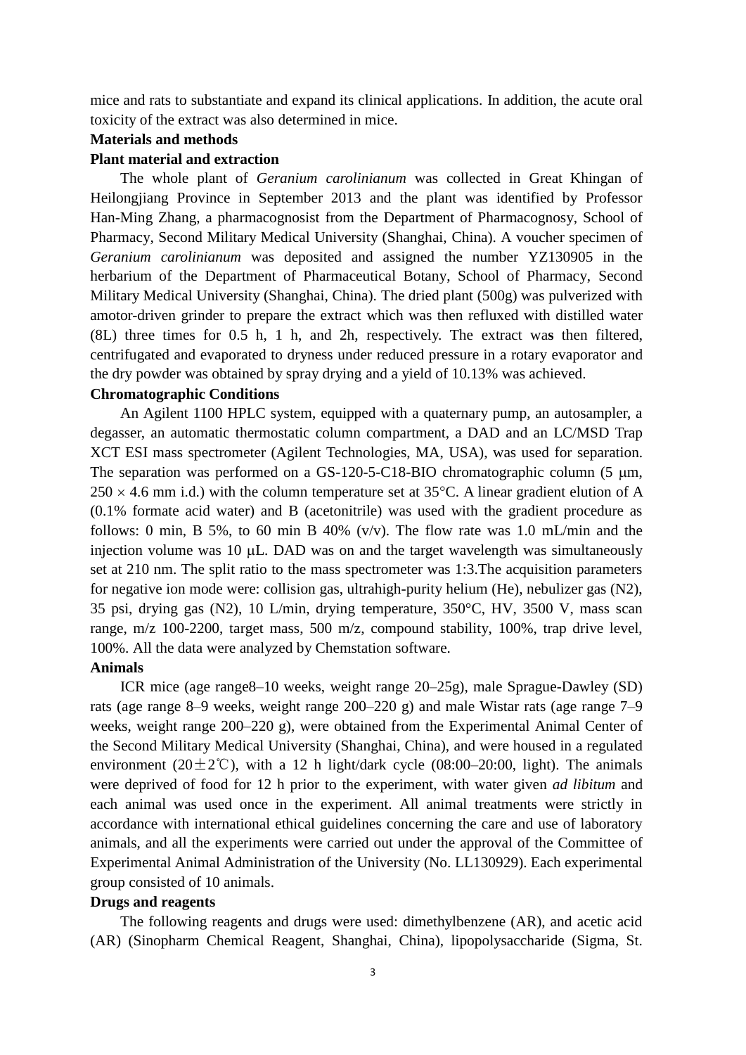mice and rats to substantiate and expand its clinical applications. In addition, the acute oral toxicity of the extract was also determined in mice.

## Materials and methods

### Plant material and extraction

The whole plant of *Geranium carolinianum* was collected in Great Khingan of Heilongjiang Province in September 2013 and the plant was identified by Professor Han-Ming Zhang, a pharmacognosist from the Department of Pharmacognosy, School of Pharmacy, Second Military Medical University (Shanghai, China). A voucher specimen of *Geranium carolinianum* was deposited and assigned the number YZ130905 in the herbarium of the Department of Pharmaceutical Botany, School of Pharmacy, Second Military Medical University (Shanghai, China). The dried plant (500g) was pulverized with amotor-driven grinder to prepare the extract which was then refluxed with distilled water (8L) three times for 0.5 h, 1 h, and 2h, respectively. The extract was then filtered, centrifugated and evaporated to dryness under reduced pressure in a rotary evaporator and the dry powder was obtained by spray drying and a yield of 10.13% was achieved.

### Chromatographic Conditions

An Agilent 1100 HPLC system, equipped with a quaternary pump, an autosampler, a degasser, an automatic thermostatic column compartment, a DAD and an LC/MSD Trap XCT ESI mass spectrometer (Agilent Technologies, MA, USA), was used for separation. The separation was performed on a GS-120-5-C18-BIO chromatographic column (5 μm, $250 \times 4.6$ mm i.d.) with the column temperature set at 35°C. A linear gradient elution of A (0.1% formate acid water) and B (acetonitrile) was used with the gradient procedure as follows: 0 min, B 5%, to 60 min B 40% (v/v). The flow rate was 1.0 mL/min and the injection volume was 10 μL. DAD was on and the target wavelength was simultaneously set at 210 nm. The split ratio to the mass spectrometer was 1:3.The acquisition parameters for negative ion mode were: collision gas, ultrahigh-purity helium (He), nebulizer gas ($N_2$), 35 psi, drying gas ($N_2$), 10 L/min, drying temperature, 350°C, HV, 3500 V, mass scan range, m/z 100-2200, target mass, 500 m/z, compound stability, 100%, trap drive level, 100%. All the data were analyzed by Chemstation software.

### Animals

ICR mice (age range8–10 weeks, weight range 20–25g), male Sprague-Dawley (SD) rats (age range 8–9 weeks, weight range 200–220 g) and male Wistar rats (age range 7–9 weeks, weight range 200–220 g), were obtained from the Experimental Animal Center of the Second Military Medical University (Shanghai, China), and were housed in a regulated environment (20±2℃), with a 12 h light/dark cycle (08:00–20:00, light). The animals were deprived of food for 12 h prior to the experiment, with water given *ad libitum* and each animal was used once in the experiment. All animal treatments were strictly in accordance with international ethical guidelines concerning the care and use of laboratory animals, and all the experiments were carried out under the approval of the Committee of Experimental Animal Administration of the University (No. LL130929). Each experimental group consisted of 10 animals.

### Drugs and reagents

The following reagents and drugs were used: dimethylbenzene (AR), and acetic acid (AR) (Sinopharm Chemical Reagent, Shanghai, China), lipopolysaccharide (Sigma, St.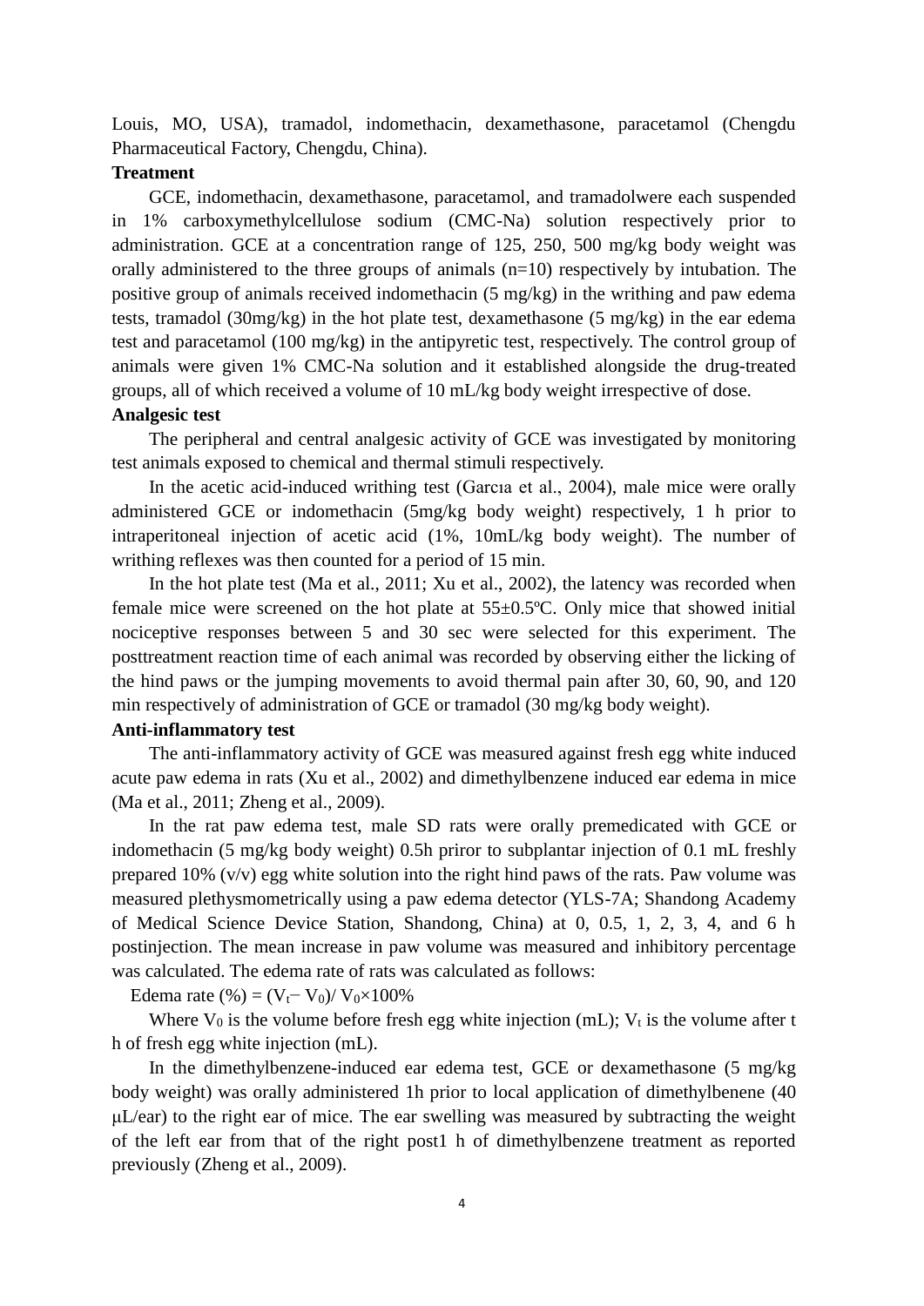Louis, MO, USA), tramadol, indomethacin, dexamethasone, paracetamol (Chengdu Pharmaceutical Factory, Chengdu, China).

**Treatment**

GCE, indomethacin, dexamethasone, paracetamol, and tramadolwere each suspended in 1% carboxymethylcellulose sodium (CMC-Na) solution respectively prior to administration. GCE at a concentration range of 125, 250, 500 mg/kg body weight was orally administered to the three groups of animals (n=10) respectively by intubation. The positive group of animals received indomethacin (5 mg/kg) in the writhing and paw edema tests, tramadol (30mg/kg) in the hot plate test, dexamethasone (5 mg/kg) in the ear edema test and paracetamol (100 mg/kg) in the antipyretic test, respectively. The control group of animals were given 1% CMC-Na solution and it established alongside the drug-treated groups, all of which received a volume of 10 mL/kg body weight irrespective of dose.

**Analgesic test**

The peripheral and central analgesic activity of GCE was investigated by monitoring test animals exposed to chemical and thermal stimuli respectively.

In the acetic acid-induced writhing test (Garcıa et al., 2004), male mice were orally administered GCE or indomethacin (5mg/kg body weight) respectively, 1 h prior to intraperitoneal injection of acetic acid (1%, 10mL/kg body weight). The number of writhing reflexes was then counted for a period of 15 min.

In the hot plate test (Ma et al., 2011; Xu et al., 2002), the latency was recorded when female mice were screened on the hot plate at 55±0.5ºC. Only mice that showed initial nociceptive responses between 5 and 30 sec were selected for this experiment. The posttreatment reaction time of each animal was recorded by observing either the licking of the hind paws or the jumping movements to avoid thermal pain after 30, 60, 90, and 120 min respectively of administration of GCE or tramadol (30 mg/kg body weight).

**Anti-inflammatory test**

The anti-inflammatory activity of GCE was measured against fresh egg white induced acute paw edema in rats (Xu et al., 2002) and dimethylbenzene induced ear edema in mice (Ma et al., 2011; Zheng et al., 2009).

In the rat paw edema test, male SD rats were orally premedicated with GCE or indomethacin (5 mg/kg body weight) 0.5h priror to subplantar injection of 0.1 mL freshly prepared 10% (v/v) egg white solution into the right hind paws of the rats. Paw volume was measured plethysmometrically using a paw edema detector (YLS-7A; Shandong Academy of Medical Science Device Station, Shandong, China) at 0, 0.5, 1, 2, 3, 4, and 6 h postinjection. The mean increase in paw volume was measured and inhibitory percentage was calculated. The edema rate of rats was calculated as follows:

$$\text{Edema rate (\%)} = (V_t - V_0)/ V_0 \times 100\%$$

Where $V_0$ is the volume before fresh egg white injection (mL); $V_t$ is the volume after t h of fresh egg white injection (mL).

In the dimethylbenzene-induced ear edema test, GCE or dexamethasone (5 mg/kg body weight) was orally administered 1h prior to local application of dimethylbenene (40 μL/ear) to the right ear of mice. The ear swelling was measured by subtracting the weight of the left ear from that of the right post1 h of dimethylbenzene treatment as reported previously (Zheng et al., 2009).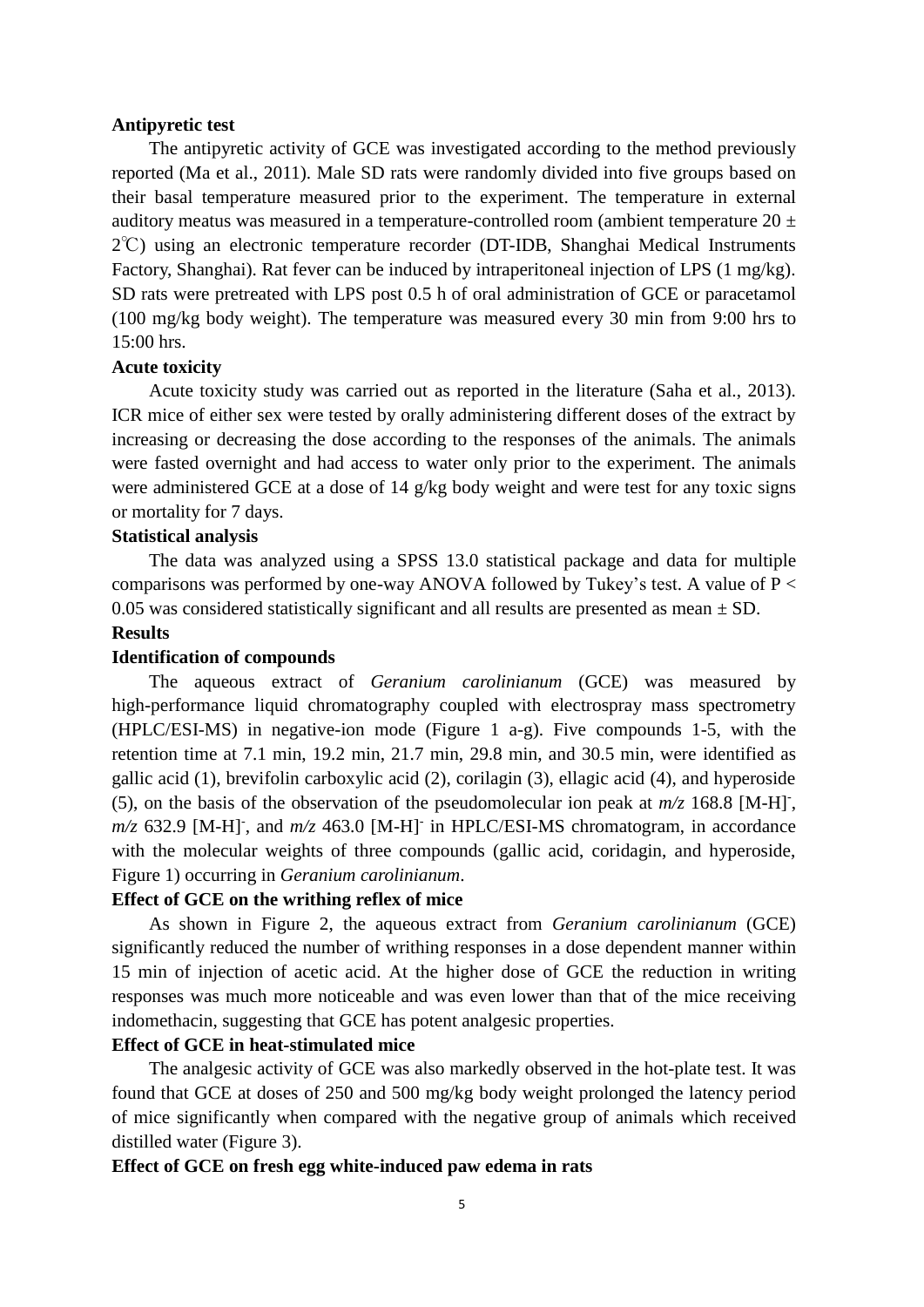**Antipyretic test**

The antipyretic activity of GCE was investigated according to the method previously reported (Ma et al., 2011). Male SD rats were randomly divided into five groups based on their basal temperature measured prior to the experiment. The temperature in external auditory meatus was measured in a temperature-controlled room (ambient temperature 20 ± 2℃) using an electronic temperature recorder (DT-IDB, Shanghai Medical Instruments Factory, Shanghai). Rat fever can be induced by intraperitoneal injection of LPS (1 mg/kg). SD rats were pretreated with LPS post 0.5 h of oral administration of GCE or paracetamol (100 mg/kg body weight). The temperature was measured every 30 min from 9:00 hrs to 15:00 hrs.

**Acute toxicity**

Acute toxicity study was carried out as reported in the literature (Saha et al., 2013). ICR mice of either sex were tested by orally administering different doses of the extract by increasing or decreasing the dose according to the responses of the animals. The animals were fasted overnight and had access to water only prior to the experiment. The animals were administered GCE at a dose of 14 g/kg body weight and were test for any toxic signs or mortality for 7 days.

**Statistical analysis**

The data was analyzed using a SPSS 13.0 statistical package and data for multiple comparisons was performed by one-way ANOVA followed by Tukey's test. A value of $P < 0.05$ was considered statistically significant and all results are presented as mean ± SD.

**Results**

**Identification of compounds**

The aqueous extract of *Geranium carolinianum* (GCE) was measured by high-performance liquid chromatography coupled with electrospray mass spectrometry (HPLC/ESI-MS) in negative-ion mode (Figure 1 a-g). Five compounds 1-5, with the retention time at 7.1 min, 19.2 min, 21.7 min, 29.8 min, and 30.5 min, were identified as gallic acid (1), brevifolin carboxylic acid (2), corilagin (3), ellagic acid (4), and hyperoside (5), on the basis of the observation of the pseudomolecular ion peak at *m/z* 168.8 $[M\text{-}H]^-$, *m/z* 632.9 $[M\text{-}H]^-$, and *m/z* 463.0 $[M\text{-}H]^-$ in HPLC/ESI-MS chromatogram, in accordance with the molecular weights of three compounds (gallic acid, coridagin, and hyperoside, Figure 1) occurring in *Geranium carolinianum*.

**Effect of GCE on the writhing reflex of mice**

As shown in Figure 2, the aqueous extract from *Geranium carolinianum* (GCE) significantly reduced the number of writhing responses in a dose dependent manner within 15 min of injection of acetic acid. At the higher dose of GCE the reduction in writing responses was much more noticeable and was even lower than that of the mice receiving indomethacin, suggesting that GCE has potent analgesic properties.

**Effect of GCE in heat-stimulated mice**

The analgesic activity of GCE was also markedly observed in the hot-plate test. It was found that GCE at doses of 250 and 500 mg/kg body weight prolonged the latency period of mice significantly when compared with the negative group of animals which received distilled water (Figure 3).

**Effect of GCE on fresh egg white-induced paw edema in rats**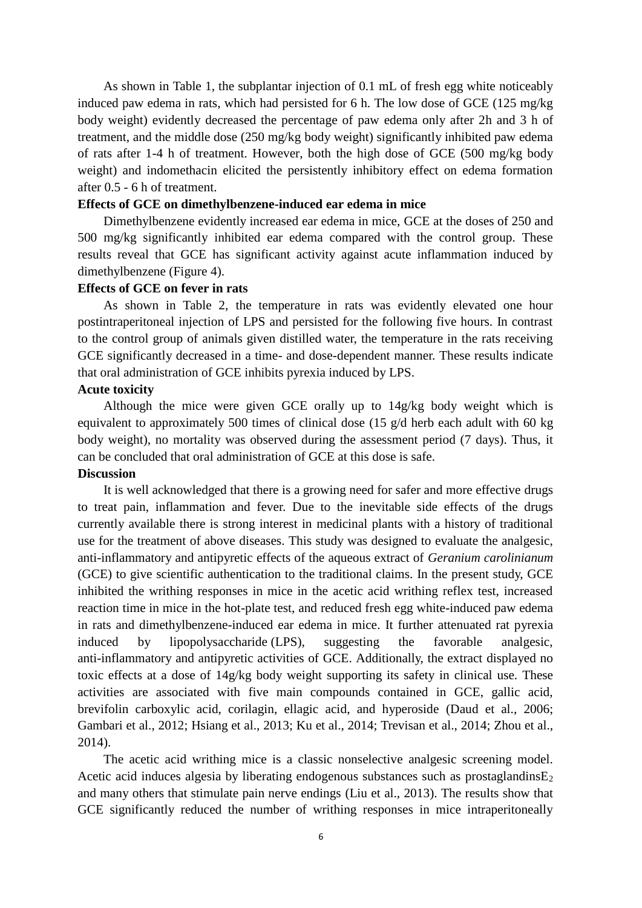As shown in Table 1, the subplantar injection of 0.1 mL of fresh egg white noticeably induced paw edema in rats, which had persisted for 6 h. The low dose of GCE (125 mg/kg body weight) evidently decreased the percentage of paw edema only after 2h and 3 h of treatment, and the middle dose (250 mg/kg body weight) significantly inhibited paw edema of rats after 1-4 h of treatment. However, both the high dose of GCE (500 mg/kg body weight) and indomethacin elicited the persistently inhibitory effect on edema formation after 0.5 - 6 h of treatment.

**Effects of GCE on dimethylbenzene-induced ear edema in mice**

Dimethylbenzene evidently increased ear edema in mice, GCE at the doses of 250 and 500 mg/kg significantly inhibited ear edema compared with the control group. These results reveal that GCE has significant activity against acute inflammation induced by dimethylbenzene (Figure 4).

**Effects of GCE on fever in rats**

As shown in Table 2, the temperature in rats was evidently elevated one hour postintraperitoneal injection of LPS and persisted for the following five hours. In contrast to the control group of animals given distilled water, the temperature in the rats receiving GCE significantly decreased in a time- and dose-dependent manner. These results indicate that oral administration of GCE inhibits pyrexia induced by LPS.

**Acute toxicity**

Although the mice were given GCE orally up to 14g/kg body weight which is equivalent to approximately 500 times of clinical dose (15 g/d herb each adult with 60 kg body weight), no mortality was observed during the assessment period (7 days). Thus, it can be concluded that oral administration of GCE at this dose is safe.

**Discussion**

It is well acknowledged that there is a growing need for safer and more effective drugs to treat pain, inflammation and fever. Due to the inevitable side effects of the drugs currently available there is strong interest in medicinal plants with a history of traditional use for the treatment of above diseases. This study was designed to evaluate the analgesic, anti-inflammatory and antipyretic effects of the aqueous extract of *Geranium carolinianum* (GCE) to give scientific authentication to the traditional claims. In the present study, GCE inhibited the writhing responses in mice in the acetic acid writhing reflex test, increased reaction time in mice in the hot-plate test, and reduced fresh egg white-induced paw edema in rats and dimethylbenzene-induced ear edema in mice. It further attenuated rat pyrexia induced by lipopolysaccharide (LPS), suggesting the favorable analgesic, anti-inflammatory and antipyretic activities of GCE. Additionally, the extract displayed no toxic effects at a dose of 14g/kg body weight supporting its safety in clinical use. These activities are associated with five main compounds contained in GCE, gallic acid, brevifolin carboxylic acid, corilagin, ellagic acid, and hyperoside (Daud et al., 2006; Gambari et al., 2012; Hsiang et al., 2013; Ku et al., 2014; Trevisan et al., 2014; Zhou et al., 2014).

The acetic acid writhing mice is a classic nonselective analgesic screening model. Acetic acid induces algesia by liberating endogenous substances such as prostaglandins$E_2$ and many others that stimulate pain nerve endings (Liu et al., 2013). The results show that GCE significantly reduced the number of writhing responses in mice intraperitoneally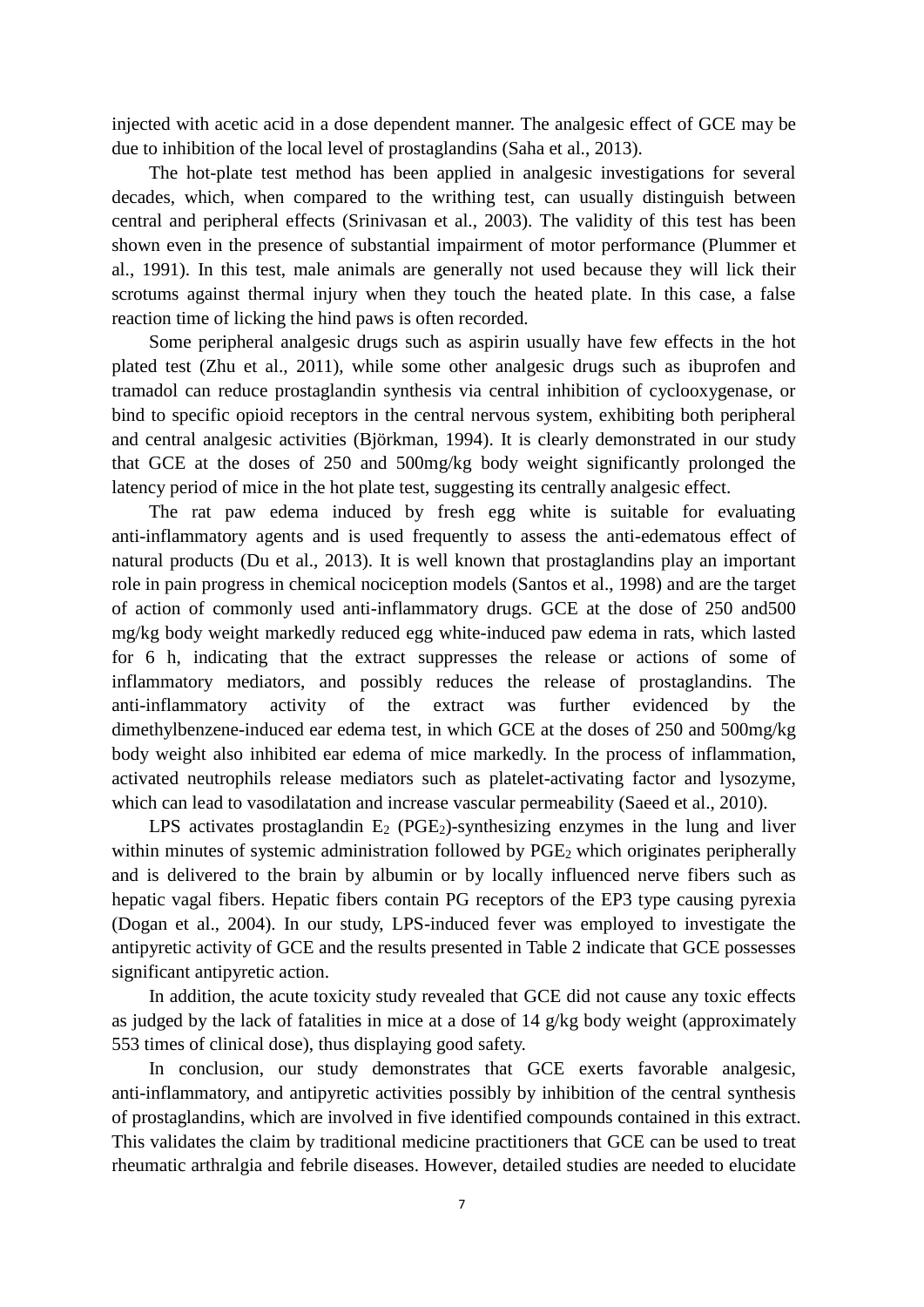injected with acetic acid in a dose dependent manner. The analgesic effect of GCE may be due to inhibition of the local level of prostaglandins (Saha et al., 2013).

The hot-plate test method has been applied in analgesic investigations for several decades, which, when compared to the writhing test, can usually distinguish between central and peripheral effects (Srinivasan et al., 2003). The validity of this test has been shown even in the presence of substantial impairment of motor performance (Plummer et al., 1991). In this test, male animals are generally not used because they will lick their scrotums against thermal injury when they touch the heated plate. In this case, a false reaction time of licking the hind paws is often recorded.

Some peripheral analgesic drugs such as aspirin usually have few effects in the hot plated test (Zhu et al., 2011), while some other analgesic drugs such as ibuprofen and tramadol can reduce prostaglandin synthesis via central inhibition of cyclooxygenase, or bind to specific opioid receptors in the central nervous system, exhibiting both peripheral and central analgesic activities (Björkman, 1994). It is clearly demonstrated in our study that GCE at the doses of 250 and 500mg/kg body weight significantly prolonged the latency period of mice in the hot plate test, suggesting its centrally analgesic effect.

The rat paw edema induced by fresh egg white is suitable for evaluating anti-inflammatory agents and is used frequently to assess the anti-edematous effect of natural products (Du et al., 2013). It is well known that prostaglandins play an important role in pain progress in chemical nociception models (Santos et al., 1998) and are the target of action of commonly used anti-inflammatory drugs. GCE at the dose of 250 and500 mg/kg body weight markedly reduced egg white-induced paw edema in rats, which lasted for 6 h, indicating that the extract suppresses the release or actions of some of inflammatory mediators, and possibly reduces the release of prostaglandins. The anti-inflammatory activity of the extract was further evidenced by the dimethylbenzene-induced ear edema test, in which GCE at the doses of 250 and 500mg/kg body weight also inhibited ear edema of mice markedly. In the process of inflammation, activated neutrophils release mediators such as platelet-activating factor and lysozyme, which can lead to vasodilatation and increase vascular permeability (Saeed et al., 2010).

LPS activates prostaglandin $E_2$ ($PGE_2$)-synthesizing enzymes in the lung and liver within minutes of systemic administration followed by $PGE_2$ which originates peripherally and is delivered to the brain by albumin or by locally influenced nerve fibers such as hepatic vagal fibers. Hepatic fibers contain PG receptors of the EP3 type causing pyrexia (Dogan et al., 2004). In our study, LPS-induced fever was employed to investigate the antipyretic activity of GCE and the results presented in Table 2 indicate that GCE possesses significant antipyretic action.

In addition, the acute toxicity study revealed that GCE did not cause any toxic effects as judged by the lack of fatalities in mice at a dose of 14 g/kg body weight (approximately 553 times of clinical dose), thus displaying good safety.

In conclusion, our study demonstrates that GCE exerts favorable analgesic, anti-inflammatory, and antipyretic activities possibly by inhibition of the central synthesis of prostaglandins, which are involved in five identified compounds contained in this extract. This validates the claim by traditional medicine practitioners that GCE can be used to treat rheumatic arthralgia and febrile diseases. However, detailed studies are needed to elucidate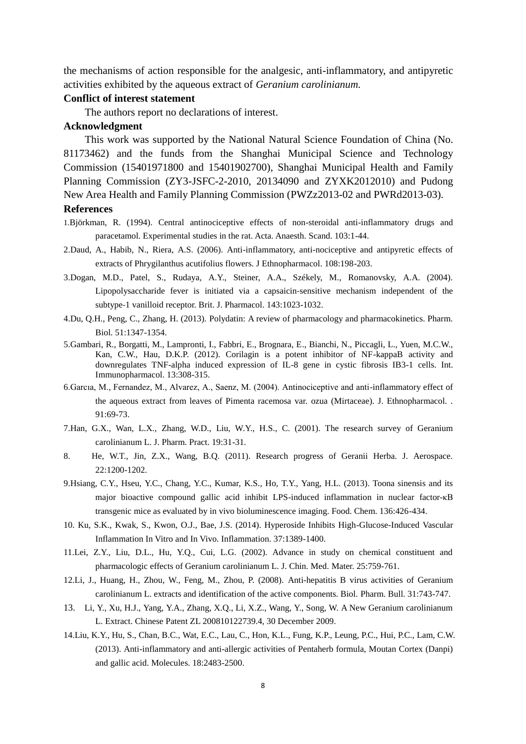the mechanisms of action responsible for the analgesic, anti-inflammatory, and antipyretic activities exhibited by the aqueous extract of *Geranium carolinianum.*

**Conflict of interest statement**

The authors report no declarations of interest.

**Acknowledgment**

This work was supported by the National Natural Science Foundation of China (No. 81173462) and the funds from the Shanghai Municipal Science and Technology Commission (15401971800 and 15401902700), Shanghai Municipal Health and Family Planning Commission (ZY3-JSFC-2-2010, 20134090 and ZYXK2012010) and Pudong New Area Health and Family Planning Commission (PWZz2013-02 and PWRd2013-03).

**References**

1. Björkman, R. (1994). Central antinociceptive effects of non-steroidal anti-inflammatory drugs and paracetamol. Experimental studies in the rat. Acta. Anaesth. Scand. 103:1-44.
2. Daud, A., Habib, N., Riera, A.S. (2006). Anti-inflammatory, anti-nociceptive and antipyretic effects of extracts of Phrygilanthus acutifolius flowers. J Ethnopharmacol. 108:198-203.
3. Dogan, M.D., Patel, S., Rudaya, A.Y., Steiner, A.A., Székely, M., Romanovsky, A.A. (2004). Lipopolysaccharide fever is initiated via a capsaicin-sensitive mechanism independent of the subtype-1 vanilloid receptor. Brit. J. Pharmacol. 143:1023-1032.
4. Du, Q.H., Peng, C., Zhang, H. (2013). Polydatin: A review of pharmacology and pharmacokinetics. Pharm. Biol. 51:1347-1354.
5. Gambari, R., Borgatti, M., Lampronti, I., Fabbri, E., Brognara, E., Bianchi, N., Piccagli, L., Yuen, M.C.W., Kan, C.W., Hau, D.K.P. (2012). Corilagin is a potent inhibitor of NF-kappaB activity and downregulates TNF-alpha induced expression of IL-8 gene in cystic fibrosis IB3-1 cells. Int. Immunopharmacol. 13:308-315.
6. Garcıa, M., Fernandez, M., Alvarez, A., Saenz, M. (2004). Antinociceptive and anti-inflammatory effect of the aqueous extract from leaves of Pimenta racemosa var. ozua (Mirtaceae). J. Ethnopharmacol. . 91:69-73.
7. Han, G.X., Wan, L.X., Zhang, W.D., Liu, W.Y., H.S., C. (2001). The research survey of Geranium carolinianum L. J. Pharm. Pract. 19:31-31.
8. He, W.T., Jin, Z.X., Wang, B.Q. (2011). Research progress of Geranii Herba. J. Aerospace. 22:1200-1202.
9. Hsiang, C.Y., Hseu, Y.C., Chang, Y.C., Kumar, K.S., Ho, T.Y., Yang, H.L. (2013). Toona sinensis and its major bioactive compound gallic acid inhibit LPS-induced inflammation in nuclear factor-κB transgenic mice as evaluated by in vivo bioluminescence imaging. Food. Chem. 136:426-434.
10. Ku, S.K., Kwak, S., Kwon, O.J., Bae, J.S. (2014). Hyperoside Inhibits High-Glucose-Induced Vascular Inflammation In Vitro and In Vivo. Inflammation. 37:1389-1400.
11. Lei, Z.Y., Liu, D.L., Hu, Y.Q., Cui, L.G. (2002). Advance in study on chemical constituent and pharmacologic effects of Geranium carolinianum L. J. Chin. Med. Mater. 25:759-761.
12. Li, J., Huang, H., Zhou, W., Feng, M., Zhou, P. (2008). Anti-hepatitis B virus activities of Geranium carolinianum L. extracts and identification of the active components. Biol. Pharm. Bull. 31:743-747.
13. Li, Y., Xu, H.J., Yang, Y.A., Zhang, X.Q., Li, X.Z., Wang, Y., Song, W. A New Geranium carolinianum L. Extract. Chinese Patent ZL 200810122739.4, 30 December 2009.
14. Liu, K.Y., Hu, S., Chan, B.C., Wat, E.C., Lau, C., Hon, K.L., Fung, K.P., Leung, P.C., Hui, P.C., Lam, C.W. (2013). Anti-inflammatory and anti-allergic activities of Pentaherb formula, Moutan Cortex (Danpi) and gallic acid. Molecules. 18:2483-2500.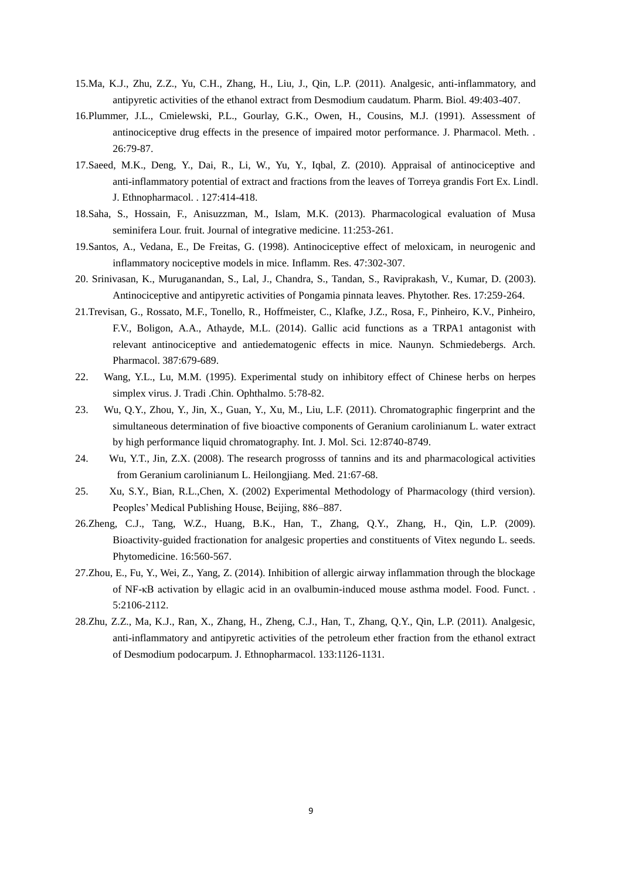15.Ma, K.J., Zhu, Z.Z., Yu, C.H., Zhang, H., Liu, J., Qin, L.P. (2011). Analgesic, anti-inflammatory, and antipyretic activities of the ethanol extract from Desmodium caudatum. Pharm. Biol. 49:403-407.

16.Plummer, J.L., Cmielewski, P.L., Gourlay, G.K., Owen, H., Cousins, M.J. (1991). Assessment of antinociceptive drug effects in the presence of impaired motor performance. J. Pharmacol. Meth. . 26:79-87.

17.Saeed, M.K., Deng, Y., Dai, R., Li, W., Yu, Y., Iqbal, Z. (2010). Appraisal of antinociceptive and anti-inflammatory potential of extract and fractions from the leaves of Torreya grandis Fort Ex. Lindl. J. Ethnopharmacol. . 127:414-418.

18.Saha, S., Hossain, F., Anisuzzman, M., Islam, M.K. (2013). Pharmacological evaluation of Musa seminifera Lour. fruit. Journal of integrative medicine. 11:253-261.

19.Santos, A., Vedana, E., De Freitas, G. (1998). Antinociceptive effect of meloxicam, in neurogenic and inflammatory nociceptive models in mice. Inflamm. Res. 47:302-307.

20. Srinivasan, K., Muruganandan, S., Lal, J., Chandra, S., Tandan, S., Raviprakash, V., Kumar, D. (2003). Antinociceptive and antipyretic activities of Pongamia pinnata leaves. Phytother. Res. 17:259-264.

21.Trevisan, G., Rossato, M.F., Tonello, R., Hoffmeister, C., Klafke, J.Z., Rosa, F., Pinheiro, K.V., Pinheiro, F.V., Boligon, A.A., Athayde, M.L. (2014). Gallic acid functions as a TRPA1 antagonist with relevant antinociceptive and antiedematogenic effects in mice. Naunyn. Schmiedebergs. Arch. Pharmacol. 387:679-689.

22. Wang, Y.L., Lu, M.M. (1995). Experimental study on inhibitory effect of Chinese herbs on herpes simplex virus. J. Tradi .Chin. Ophthalmo. 5:78-82.

23. Wu, Q.Y., Zhou, Y., Jin, X., Guan, Y., Xu, M., Liu, L.F. (2011). Chromatographic fingerprint and the simultaneous determination of five bioactive components of Geranium carolinianum L. water extract by high performance liquid chromatography. Int. J. Mol. Sci. 12:8740-8749.

24. Wu, Y.T., Jin, Z.X. (2008). The research progrosss of tannins and its and pharmacological activities from Geranium carolinianum L. Heilongjiang. Med. 21:67-68.

25. Xu, S.Y., Bian, R.L.,Chen, X. (2002) Experimental Methodology of Pharmacology (third version). Peoples' Medical Publishing House, Beijing, 886–887.

26.Zheng, C.J., Tang, W.Z., Huang, B.K., Han, T., Zhang, Q.Y., Zhang, H., Qin, L.P. (2009). Bioactivity-guided fractionation for analgesic properties and constituents of Vitex negundo L. seeds. Phytomedicine. 16:560-567.

27.Zhou, E., Fu, Y., Wei, Z., Yang, Z. (2014). Inhibition of allergic airway inflammation through the blockage of NF-κB activation by ellagic acid in an ovalbumin-induced mouse asthma model. Food. Funct. . 5:2106-2112.

28.Zhu, Z.Z., Ma, K.J., Ran, X., Zhang, H., Zheng, C.J., Han, T., Zhang, Q.Y., Qin, L.P. (2011). Analgesic, anti-inflammatory and antipyretic activities of the petroleum ether fraction from the ethanol extract of Desmodium podocarpum. J. Ethnopharmacol. 133:1126-1131.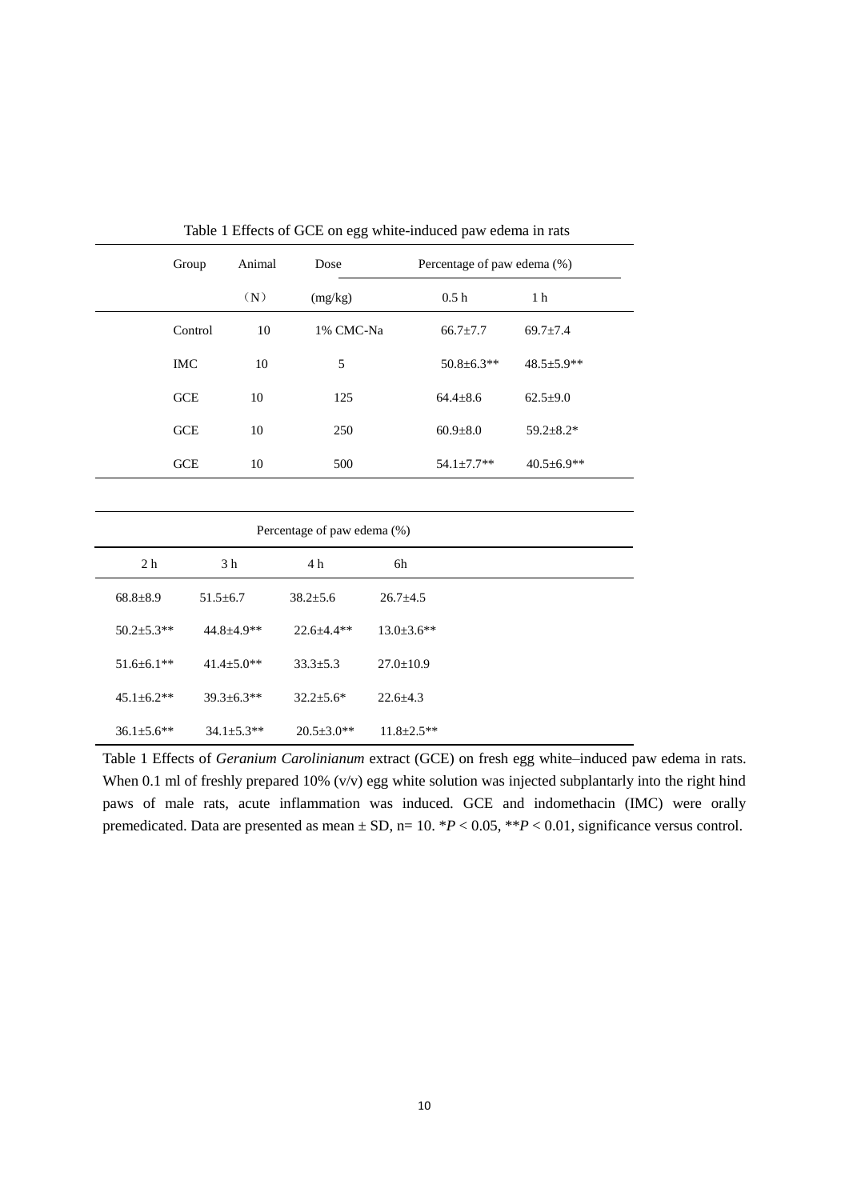Table 1 Effects of GCE on egg white-induced paw edema in rats

| Group | Animal | Dose | Percentage of paw edema (%) | | | | | | |
|---|---|---|---|---|---|---|---|---|---|
| | (N) | (mg/kg) | 0.5 h | 1 h | 2 h | 3 h | 4 h | 6h |
| Control | 10 | 1% CMC-Na | 66.7±7.7 | 69.7±7.4 | 68.8±8.9 | 51.5±6.7 | 38.2±5.6 | 26.7±4.5 |
| IMC | 10 | 5 | 50.8±6.3** | 48.5±5.9** | 50.2±5.3** | 44.8±4.9** | 22.6±4.4** | 13.0±3.6** |
| GCE | 10 | 125 | 64.4±8.6 | 62.5±9.0 | 51.6±6.1** | 41.4±5.0** | 33.3±5.3 | 27.0±10.9 |
| GCE | 10 | 250 | 60.9±8.0 | 59.2±8.2* | 45.1±6.2** | 39.3±6.3** | 32.2±5.6* | 22.6±4.3 |
| GCE | 10 | 500 | 54.1±7.7** | 40.5±6.9** | 36.1±5.6** | 34.1±5.3** | 20.5±3.0** | 11.8±2.5** |

Table 1 Effects of *Geranium Carolinianum* extract (GCE) on fresh egg white–induced paw edema in rats. When 0.1 ml of freshly prepared 10% (v/v) egg white solution was injected subplantarly into the right hind paws of male rats, acute inflammation was induced. GCE and indomethacin (IMC) were orally premedicated. Data are presented as mean ± SD, n= 10. \**P* < 0.05, \*\**P* < 0.01, significance versus control.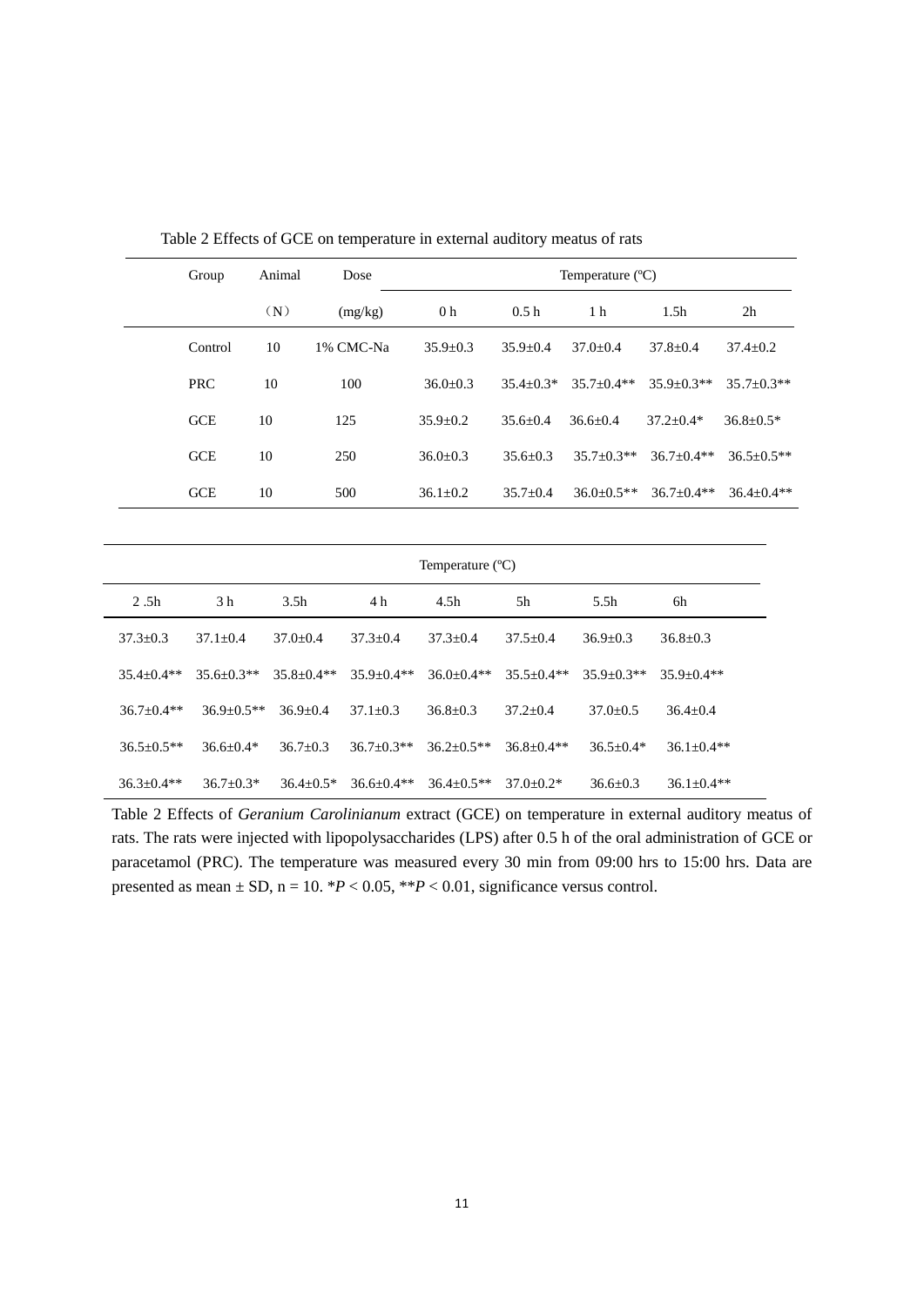Table 2 Effects of GCE on temperature in external auditory meatus of rats

| Group | Animal (N) | Dose (mg/kg) | Temperature (ºC) | | | | | | | | | | | | | |
|---|---|---|---|---|---|---|---|---|---|---|---|---|---|---|---|---|
| | | | 0 h | 0.5 h | 1 h | 1.5h | 2h | 2 .5h | 3 h | 3.5h | 4 h | 4.5h | 5h | 5.5h | 6h |
| Control | 10 | 1% CMC-Na | 35.9±0.3 | 35.9±0.4 | 37.0±0.4 | 37.8±0.4 | 37.4±0.2 | 37.3±0.3 | 37.1±0.4 | 37.0±0.4 | 37.3±0.4 | 37.3±0.4 | 37.5±0.4 | 36.9±0.3 | 36.8±0.3 |
| PRC | 10 | 100 | 36.0±0.3 | 35.4±0.3* | 35.7±0.4** | 35.9±0.3** | 35.7±0.3** | 35.4±0.4** | 35.6±0.3** | 35.8±0.4** | 35.9±0.4** | 36.0±0.4** | 35.5±0.4** | 35.9±0.3** | 35.9±0.4** |
| GCE | 10 | 125 | 35.9±0.2 | 35.6±0.4 | 36.6±0.4 | 37.2±0.4* | 36.8±0.5* | 36.7±0.4** | 36.9±0.5** | 36.9±0.4 | 37.1±0.3 | 36.8±0.3 | 37.2±0.4 | 37.0±0.5 | 36.4±0.4 |
| GCE | 10 | 250 | 36.0±0.3 | 35.6±0.3 | 35.7±0.3** | 36.7±0.4** | 36.5±0.5** | 36.5±0.5** | 36.6±0.4* | 36.7±0.3 | 36.7±0.3** | 36.2±0.5** | 36.8±0.4** | 36.5±0.4* | 36.1±0.4** |
| GCE | 10 | 500 | 36.1±0.2 | 35.7±0.4 | 36.0±0.5** | 36.7±0.4** | 36.4±0.4** | 36.3±0.4** | 36.7±0.3* | 36.4±0.5* | 36.6±0.4** | 36.4±0.5** | 37.0±0.2* | 36.6±0.3 | 36.1±0.4** |

Table 2 Effects of *Geranium Carolinianum* extract (GCE) on temperature in external auditory meatus of rats. The rats were injected with lipopolysaccharides (LPS) after 0.5 h of the oral administration of GCE or paracetamol (PRC). The temperature was measured every 30 min from 09:00 hrs to 15:00 hrs. Data are presented as mean ± SD, n = 10. *$P < 0.05$, **$P < 0.01$, significance versus control.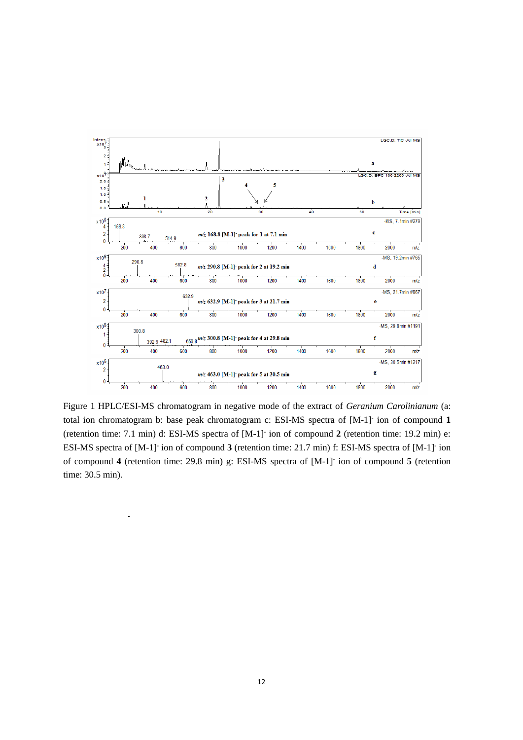Figure 1 HPLC/ESI-MS chromatogram in negative mode of the extract of *Geranium Carolinianum* (a: total ion chromatogram b: base peak chromatogram c: ESI-MS spectra of $[M-1]^-$ ion of compound **1** (retention time: 7.1 min) d: ESI-MS spectra of $[M-1]^-$ ion of compound **2** (retention time: 19.2 min) e: ESI-MS spectra of $[M-1]^-$ ion of compound **3** (retention time: 21.7 min) f: ESI-MS spectra of $[M-1]^-$ ion of compound **4** (retention time: 29.8 min) g: ESI-MS spectra of $[M-1]^-$ ion of compound **5** (retention time: 30.5 min).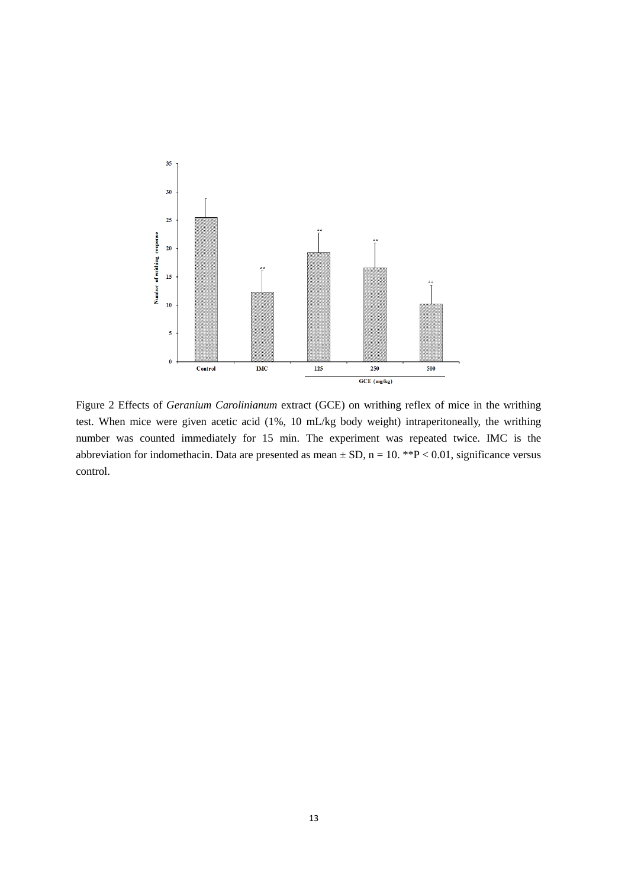Figure 2 Effects of *Geranium Carolinianum* extract (GCE) on writhing reflex of mice in the writhing test. When mice were given acetic acid (1%, 10 mL/kg body weight) intraperitoneally, the writhing number was counted immediately for 15 min. The experiment was repeated twice. IMC is the abbreviation for indomethacin. Data are presented as mean ± SD, n = 10. **P < 0.01, significance versus control.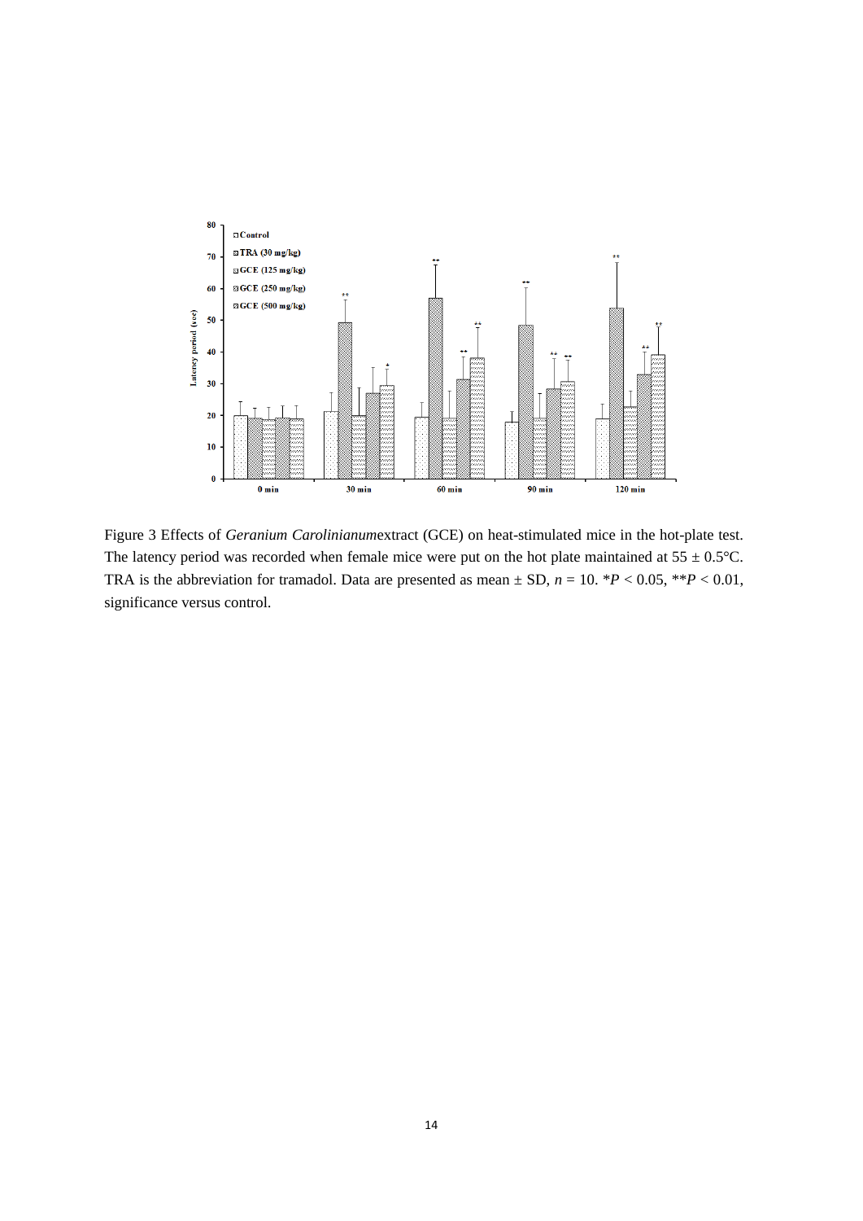Figure 3 Effects of *Geranium Carolinianum*extract (GCE) on heat-stimulated mice in the hot-plate test. The latency period was recorded when female mice were put on the hot plate maintained at 55 ± 0.5°C. TRA is the abbreviation for tramadol. Data are presented as mean ± SD, $n = 10$. *$P < 0.05$, **$P < 0.01$, significance versus control.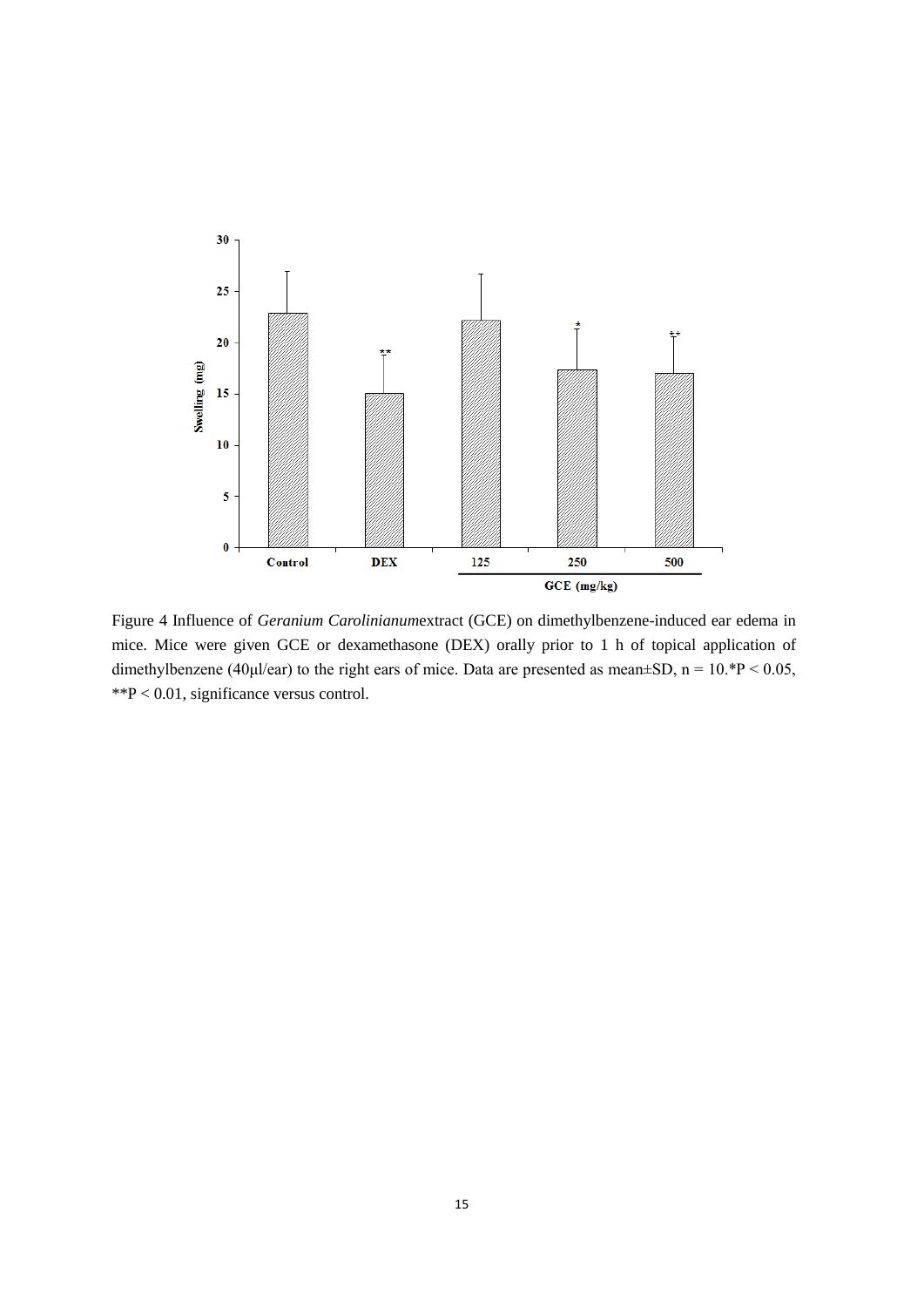Swelling (mg)

30

25

20

15

10

5

0

**

*

**

Control

DEX

125

250

500

GCE (mg/kg)

Figure 4 Influence of *Geranium Carolinianum*extract (GCE) on dimethylbenzene-induced ear edema in mice. Mice were given GCE or dexamethasone (DEX) orally prior to 1 h of topical application of dimethylbenzene (40μl/ear) to the right ears of mice. Data are presented as mean±SD, n = 10.*P < 0.05, **P < 0.01, significance versus control.